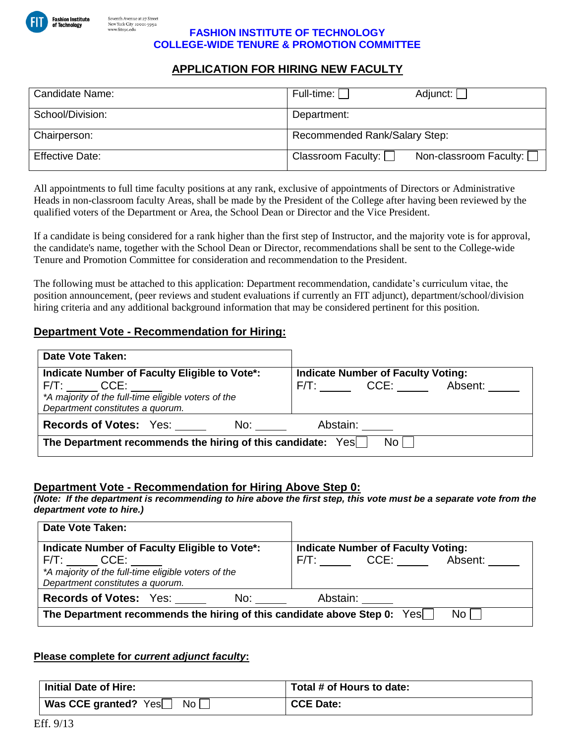FIT Fashion Institute of Technology
Seventh Avenue at 27 Street
New York City 10001-5992
www.fitnyc.edu

**FASHION INSTITUTE OF TECHNOLOGY**
**COLLEGE-WIDE TENURE & PROMOTION COMMITTEE**

## APPLICATION FOR HIRING NEW FACULTY

| Candidate Name: | Full-time: ☐ Adjunct: ☐ |
|---|---|
| School/Division: | Department: |
| Chairperson: | Recommended Rank/Salary Step: |
| Effective Date: | Classroom Faculty: ☐ Non-classroom Faculty: ☐ |

All appointments to full time faculty positions at any rank, exclusive of appointments of Directors or Administrative Heads in non-classroom faculty Areas, shall be made by the President of the College after having been reviewed by the qualified voters of the Department or Area, the School Dean or Director and the Vice President.

If a candidate is being considered for a rank higher than the first step of Instructor, and the majority vote is for approval, the candidate's name, together with the School Dean or Director, recommendations shall be sent to the College-wide Tenure and Promotion Committee for consideration and recommendation to the President.

The following must be attached to this application: Department recommendation, candidate's curriculum vitae, the position announcement, (peer reviews and student evaluations if currently an FIT adjunct), department/school/division hiring criteria and any additional background information that may be considered pertinent for this position.

### Department Vote - Recommendation for Hiring:

| **Date Vote Taken:** | |
|---|---|
| **Indicate Number of Faculty Eligible to Vote\*:** F/T: _____ CCE: _____ *\*A majority of the full-time eligible voters of the Department constitutes a quorum.* | **Indicate Number of Faculty Voting:** F/T: _____ CCE: _____ Absent: _____ |
| **Records of Votes:** Yes: _____ No: _____ Abstain: _____ | |
| **The Department recommends the hiring of this candidate:** Yes ☐ No ☐ | |

### Department Vote - Recommendation for Hiring Above Step 0:

***(Note: If the department is recommending to hire above the first step, this vote must be a separate vote from the department vote to hire.)***

| **Date Vote Taken:** | |
|---|---|
| **Indicate Number of Faculty Eligible to Vote\*:** F/T: _____ CCE: _____ *\*A majority of the full-time eligible voters of the Department constitutes a quorum.* | **Indicate Number of Faculty Voting:** F/T: _____ CCE: _____ Absent: _____ |
| **Records of Votes:** Yes: _____ No: _____ Abstain: _____ | |
| **The Department recommends the hiring of this candidate above Step 0:** Yes ☐ No ☐ | |

### Please complete for *current adjunct faculty*:

| **Initial Date of Hire:** | **Total # of Hours to date:** |
|---|---|
| **Was CCE granted?** Yes ☐ No ☐ | **CCE Date:** |

Eff. 9/13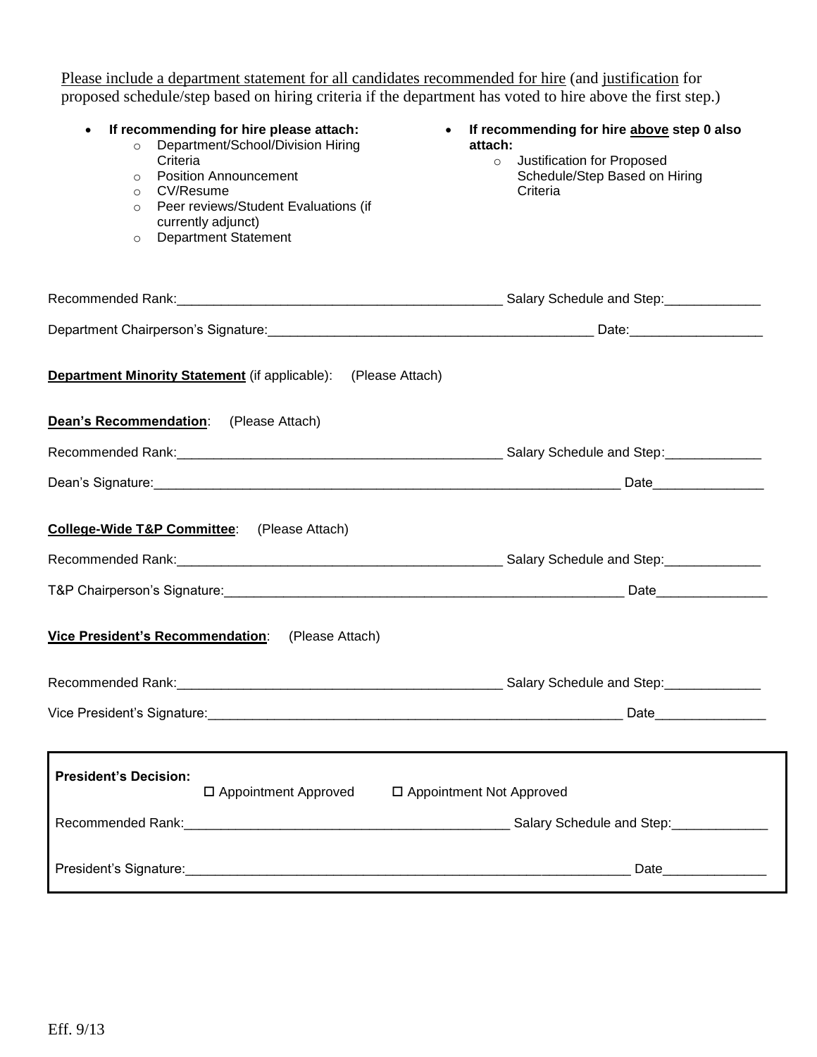Please include a department statement for all candidates recommended for hire (and justification for proposed schedule/step based on hiring criteria if the department has voted to hire above the first step.)

- **If recommending for hire please attach:**
  - Department/School/Division Hiring Criteria
  - Position Announcement
  - CV/Resume
  - Peer reviews/Student Evaluations (if currently adjunct)
  - Department Statement

- **If recommending for hire above step 0 also attach:**
  - Justification for Proposed Schedule/Step Based on Hiring Criteria

Recommended Rank:____________________________________________ Salary Schedule and Step:_____________

Department Chairperson's Signature:____________________________________________ Date:__________________

**Department Minority Statement** (if applicable): (Please Attach)

**Dean's Recommendation**: (Please Attach)

Recommended Rank:____________________________________________ Salary Schedule and Step:_____________

Dean's Signature:________________________________________________________________ Date_______________

**College-Wide T&P Committee**: (Please Attach)

Recommended Rank:____________________________________________ Salary Schedule and Step:_____________

T&P Chairperson's Signature:______________________________________________________ Date_______________

**Vice President's Recommendation**: (Please Attach)

Recommended Rank:____________________________________________ Salary Schedule and Step:_____________

Vice President's Signature:_______________________________________________________ Date_______________

**President's Decision:**

☐ Appointment Approved ☐ Appointment Not Approved

Recommended Rank:____________________________________________ Salary Schedule and Step:_____________

President's Signature:___________________________________________________________ Date______________

Eff. 9/13